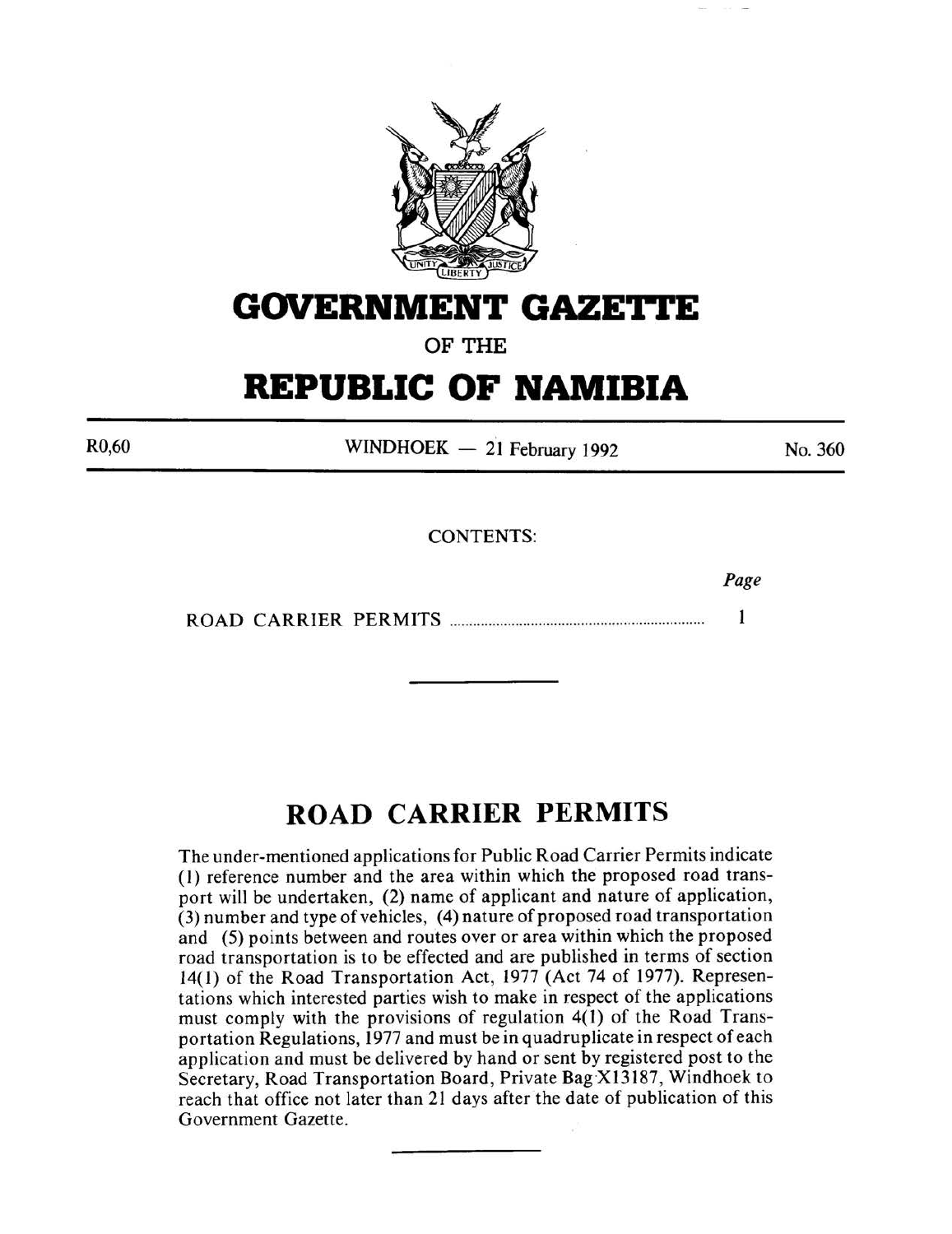# GOVERNMENT GAZETTE

## OF THE

# REPUBLIC OF NAMIBIA

R0,60 | WINDHOEK — 21 February 1992 | No. 360

CONTENTS:

| | Page |
|---|---|
| ROAD CARRIER PERMITS | 1 |

---

## ROAD CARRIER PERMITS

The under-mentioned applications for Public Road Carrier Permits indicate (1) reference number and the area within which the proposed road transport will be undertaken, (2) name of applicant and nature of application, (3) number and type of vehicles, (4) nature of proposed road transportation and (5) points between and routes over or area within which the proposed road transportation is to be effected and are published in terms of section 14(1) of the Road Transportation Act, 1977 (Act 74 of 1977). Representations which interested parties wish to make in respect of the applications must comply with the provisions of regulation 4(1) of the Road Transportation Regulations, 1977 and must be in quadruplicate in respect of each application and must be delivered by hand or sent by registered post to the Secretary, Road Transportation Board, Private Bag X13187, Windhoek to reach that office not later than 21 days after the date of publication of this Government Gazette.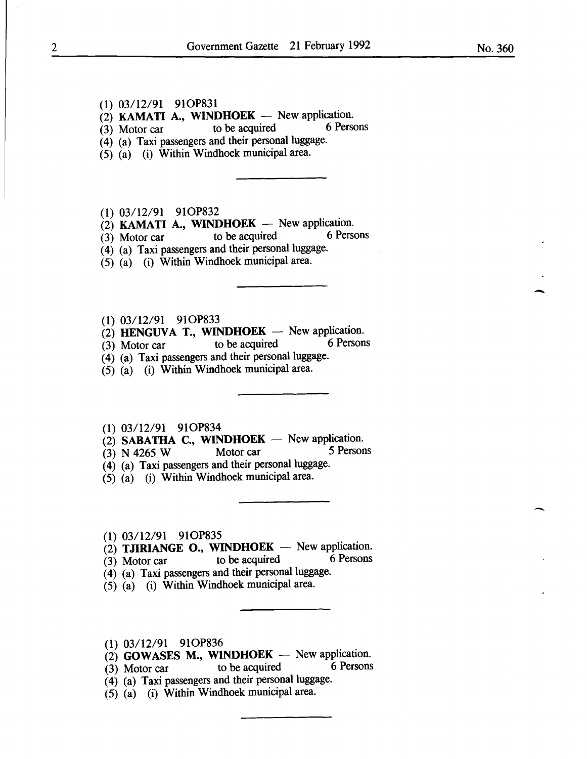(1) 03/12/91 91OP831
(2) **KAMATI A., WINDHOEK** — New application.
(3) Motor car to be acquired 6 Persons
(4) (a) Taxi passengers and their personal luggage.
(5) (a) (i) Within Windhoek municipal area.

---

(1) 03/12/91 91OP832
(2) **KAMATI A., WINDHOEK** — New application.
(3) Motor car to be acquired 6 Persons
(4) (a) Taxi passengers and their personal luggage.
(5) (a) (i) Within Windhoek municipal area.

---

(1) 03/12/91 91OP833
(2) **HENGUVA T., WINDHOEK** — New application.
(3) Motor car to be acquired 6 Persons
(4) (a) Taxi passengers and their personal luggage.
(5) (a) (i) Within Windhoek municipal area.

---

(1) 03/12/91 91OP834
(2) **SABATHA C., WINDHOEK** — New application.
(3) N 4265 W Motor car 5 Persons
(4) (a) Taxi passengers and their personal luggage.
(5) (a) (i) Within Windhoek municipal area.

---

(1) 03/12/91 91OP835
(2) **TJIRIANGE O., WINDHOEK** — New application.
(3) Motor car to be acquired 6 Persons
(4) (a) Taxi passengers and their personal luggage.
(5) (a) (i) Within Windhoek municipal area.

---

(1) 03/12/91 91OP836
(2) **GOWASES M., WINDHOEK** — New application.
(3) Motor car to be acquired 6 Persons
(4) (a) Taxi passengers and their personal luggage.
(5) (a) (i) Within Windhoek municipal area.

---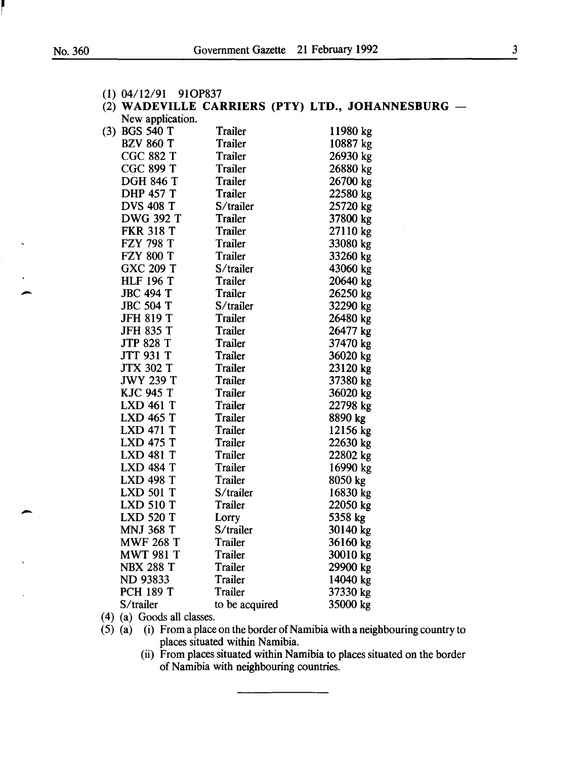(1) 04/12/91 91OP837

(2) **WADEVILLE CARRIERS (PTY) LTD., JOHANNESBURG** — New application.

(3)

| | | |
|---|---|---|
| BGS 540 T | Trailer | 11980 kg |
| BZV 860 T | Trailer | 10887 kg |
| CGC 882 T | Trailer | 26930 kg |
| CGC 899 T | Trailer | 26880 kg |
| DGH 846 T | Trailer | 26700 kg |
| DHP 457 T | Trailer | 22580 kg |
| DVS 408 T | S/trailer | 25720 kg |
| DWG 392 T | Trailer | 37800 kg |
| FKR 318 T | Trailer | 27110 kg |
| FZY 798 T | Trailer | 33080 kg |
| FZY 800 T | Trailer | 33260 kg |
| GXC 209 T | S/trailer | 43060 kg |
| HLF 196 T | Trailer | 20640 kg |
| JBC 494 T | Trailer | 26250 kg |
| JBC 504 T | S/trailer | 32290 kg |
| JFH 819 T | Trailer | 26480 kg |
| JFH 835 T | Trailer | 26477 kg |
| JTP 828 T | Trailer | 37470 kg |
| JTT 931 T | Trailer | 36020 kg |
| JTX 302 T | Trailer | 23120 kg |
| JWY 239 T | Trailer | 37380 kg |
| KJC 945 T | Trailer | 36020 kg |
| LXD 461 T | Trailer | 22798 kg |
| LXD 465 T | Trailer | 8890 kg |
| LXD 471 T | Trailer | 12156 kg |
| LXD 475 T | Trailer | 22630 kg |
| LXD 481 T | Trailer | 22802 kg |
| LXD 484 T | Trailer | 16990 kg |
| LXD 498 T | Trailer | 8050 kg |
| LXD 501 T | S/trailer | 16830 kg |
| LXD 510 T | Trailer | 22050 kg |
| LXD 520 T | Lorry | 5358 kg |
| MNJ 368 T | S/trailer | 30140 kg |
| MWF 268 T | Trailer | 36160 kg |
| MWT 981 T | Trailer | 30010 kg |
| NBX 288 T | Trailer | 29900 kg |
| ND 93833 | Trailer | 14040 kg |
| PCH 189 T | Trailer | 37330 kg |
| S/trailer | to be acquired | 35000 kg |

(4) (a) Goods all classes.

(5) (a) (i) From a place on the border of Namibia with a neighbouring country to places situated within Namibia.

(ii) From places situated within Namibia to places situated on the border of Namibia with neighbouring countries.

---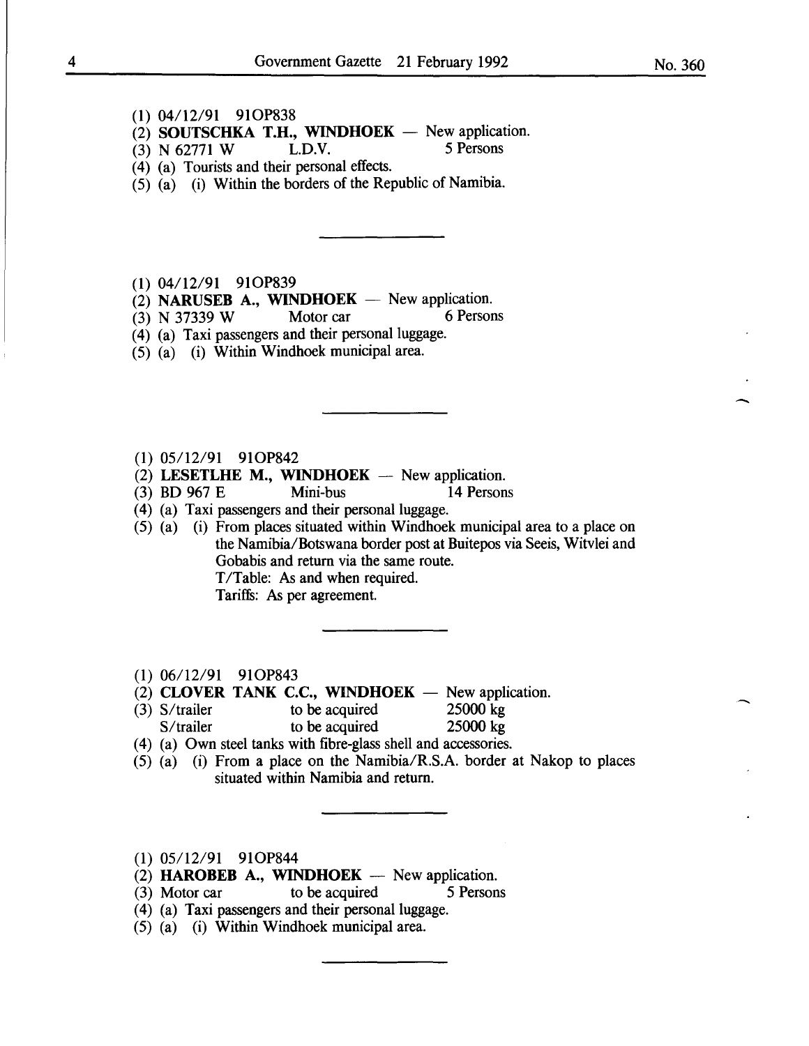(1) 04/12/91 91OP838
(2) **SOUTSCHKA T.H., WINDHOEK** — New application.
(3) N 62771 W L.D.V. 5 Persons
(4) (a) Tourists and their personal effects.
(5) (a) (i) Within the borders of the Republic of Namibia.

---

(1) 04/12/91 91OP839
(2) **NARUSEB A., WINDHOEK** — New application.
(3) N 37339 W Motor car 6 Persons
(4) (a) Taxi passengers and their personal luggage.
(5) (a) (i) Within Windhoek municipal area.

---

(1) 05/12/91 91OP842
(2) **LESETLHE M., WINDHOEK** — New application.
(3) BD 967 E Mini-bus 14 Persons
(4) (a) Taxi passengers and their personal luggage.
(5) (a) (i) From places situated within Windhoek municipal area to a place on the Namibia/Botswana border post at Buitepos via Seeis, Witvlei and Gobabis and return via the same route.
T/Table: As and when required.
Tariffs: As per agreement.

---

(1) 06/12/91 91OP843
(2) **CLOVER TANK C.C., WINDHOEK** — New application.
(3) S/trailer to be acquired 25000 kg
S/trailer to be acquired 25000 kg
(4) (a) Own steel tanks with fibre-glass shell and accessories.
(5) (a) (i) From a place on the Namibia/R.S.A. border at Nakop to places situated within Namibia and return.

---

(1) 05/12/91 91OP844
(2) **HAROBEB A., WINDHOEK** — New application.
(3) Motor car to be acquired 5 Persons
(4) (a) Taxi passengers and their personal luggage.
(5) (a) (i) Within Windhoek municipal area.

---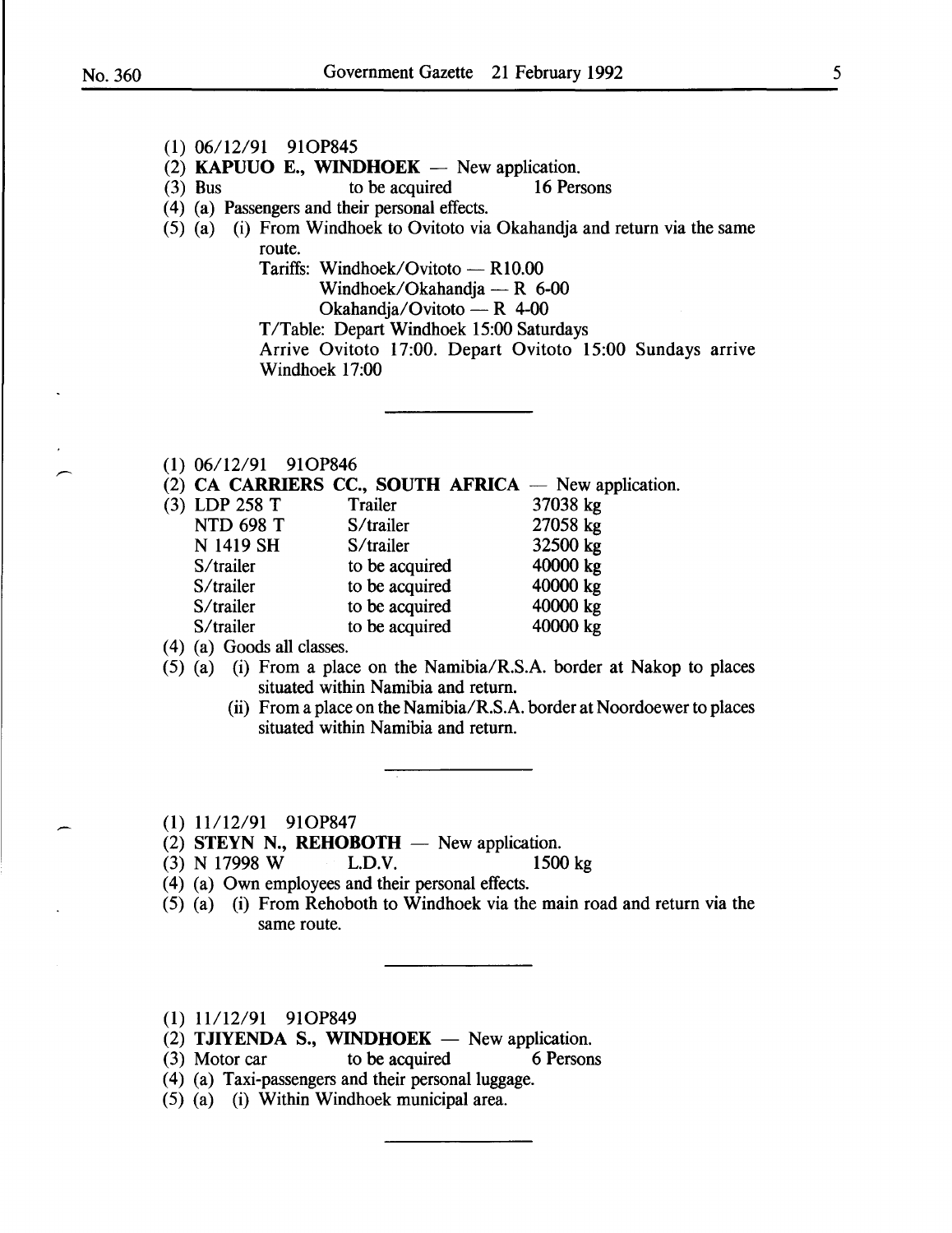(1) 06/12/91 91OP845

(2) **KAPUUO E., WINDHOEK** — New application.

(3) Bus to be acquired 16 Persons

(4) (a) Passengers and their personal effects.

(5) (a) (i) From Windhoek to Ovitoto via Okahandja and return via the same route.

Tariffs: Windhoek/Ovitoto — R10.00
Windhoek/Okahandja — R 6-00
Okahandja/Ovitoto — R 4-00

T/Table: Depart Windhoek 15:00 Saturdays
Arrive Ovitoto 17:00. Depart Ovitoto 15:00 Sundays arrive Windhoek 17:00

---

(1) 06/12/91 91OP846

(2) **CA CARRIERS CC., SOUTH AFRICA** — New application.

(3)

| | | |
|---|---|---|
| LDP 258 T | Trailer | 37038 kg |
| NTD 698 T | S/trailer | 27058 kg |
| N 1419 SH | S/trailer | 32500 kg |
| S/trailer | to be acquired | 40000 kg |
| S/trailer | to be acquired | 40000 kg |
| S/trailer | to be acquired | 40000 kg |
| S/trailer | to be acquired | 40000 kg |

(4) (a) Goods all classes.

(5) (a) (i) From a place on the Namibia/R.S.A. border at Nakop to places situated within Namibia and return.

(ii) From a place on the Namibia/R.S.A. border at Noordoewer to places situated within Namibia and return.

---

(1) 11/12/91 91OP847

(2) **STEYN N., REHOBOTH** — New application.

(3) N 17998 W L.D.V. 1500 kg

(4) (a) Own employees and their personal effects.

(5) (a) (i) From Rehoboth to Windhoek via the main road and return via the same route.

---

(1) 11/12/91 91OP849

(2) **TJIYENDA S., WINDHOEK** — New application.

(3) Motor car to be acquired 6 Persons

(4) (a) Taxi-passengers and their personal luggage.

(5) (a) (i) Within Windhoek municipal area.

---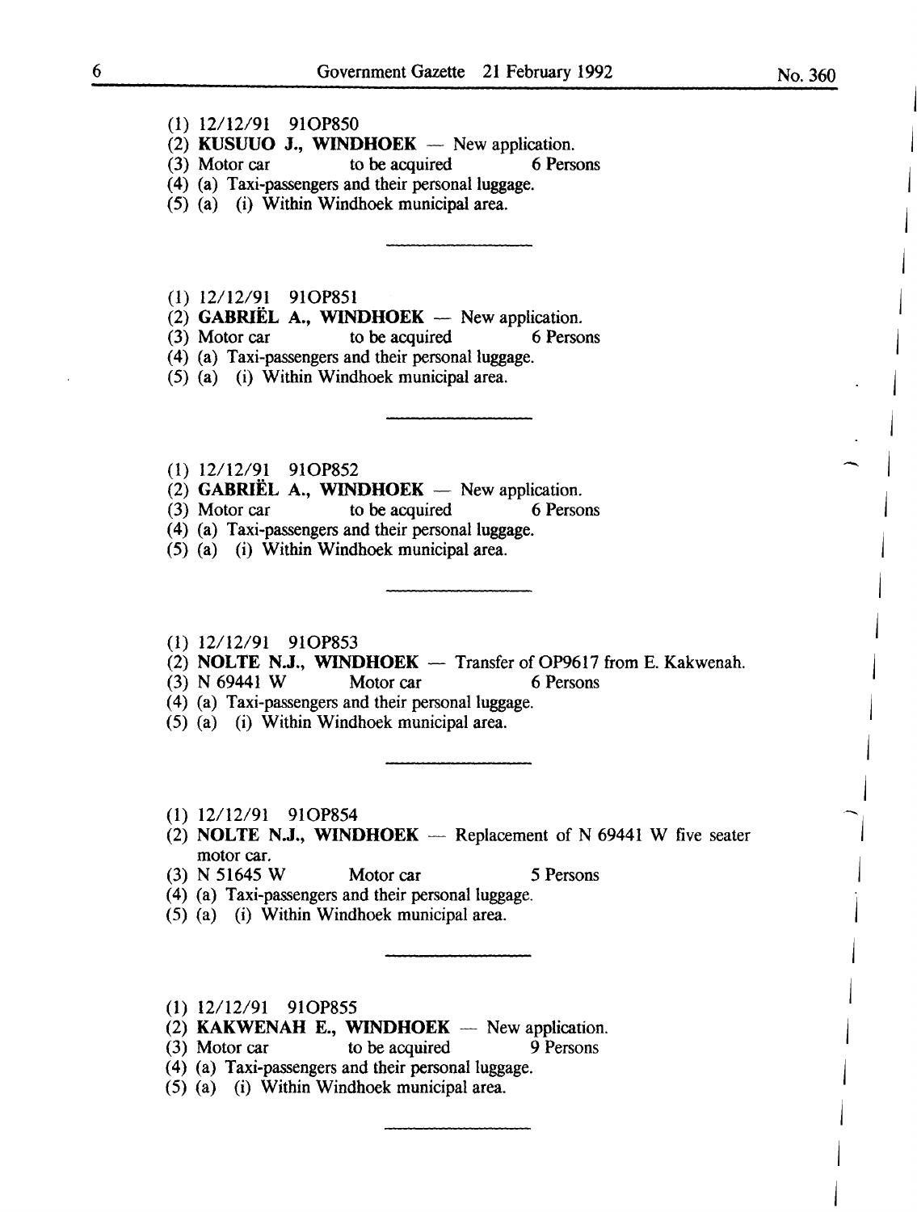(1) 12/12/91 91OP850  
(2) **KUSUUO J., WINDHOEK** — New application.  
(3) Motor car to be acquired 6 Persons  
(4) (a) Taxi-passengers and their personal luggage.  
(5) (a) (i) Within Windhoek municipal area.

---

(1) 12/12/91 91OP851  
(2) **GABRIËL A., WINDHOEK** — New application.  
(3) Motor car to be acquired 6 Persons  
(4) (a) Taxi-passengers and their personal luggage.  
(5) (a) (i) Within Windhoek municipal area.

---

(1) 12/12/91 91OP852  
(2) **GABRIËL A., WINDHOEK** — New application.  
(3) Motor car to be acquired 6 Persons  
(4) (a) Taxi-passengers and their personal luggage.  
(5) (a) (i) Within Windhoek municipal area.

---

(1) 12/12/91 91OP853  
(2) **NOLTE N.J., WINDHOEK** — Transfer of OP9617 from E. Kakwenah.  
(3) N 69441 W Motor car 6 Persons  
(4) (a) Taxi-passengers and their personal luggage.  
(5) (a) (i) Within Windhoek municipal area.

---

(1) 12/12/91 91OP854  
(2) **NOLTE N.J., WINDHOEK** — Replacement of N 69441 W five seater motor car.  
(3) N 51645 W Motor car 5 Persons  
(4) (a) Taxi-passengers and their personal luggage.  
(5) (a) (i) Within Windhoek municipal area.

---

(1) 12/12/91 91OP855  
(2) **KAKWENAH E., WINDHOEK** — New application.  
(3) Motor car to be acquired 9 Persons  
(4) (a) Taxi-passengers and their personal luggage.  
(5) (a) (i) Within Windhoek municipal area.

---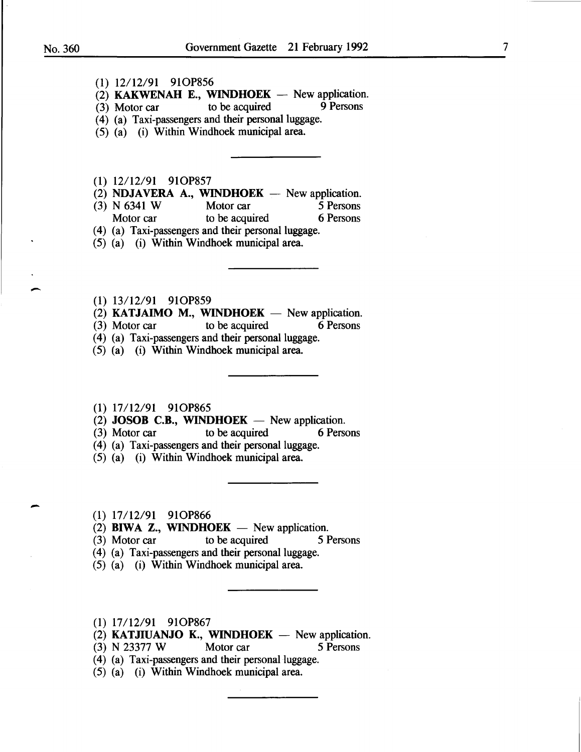(1) 12/12/91 91OP856
(2) **KAKWENAH E., WINDHOEK** — New application.
(3) Motor car to be acquired 9 Persons
(4) (a) Taxi-passengers and their personal luggage.
(5) (a) (i) Within Windhoek municipal area.

---

(1) 12/12/91 91OP857
(2) **NDJAVERA A., WINDHOEK** — New application.
(3) N 6341 W Motor car 5 Persons
Motor car to be acquired 6 Persons
(4) (a) Taxi-passengers and their personal luggage.
(5) (a) (i) Within Windhoek municipal area.

---

(1) 13/12/91 91OP859
(2) **KATJAIMO M., WINDHOEK** — New application.
(3) Motor car to be acquired 6 Persons
(4) (a) Taxi-passengers and their personal luggage.
(5) (a) (i) Within Windhoek municipal area.

---

(1) 17/12/91 91OP865
(2) **JOSOB C.B., WINDHOEK** — New application.
(3) Motor car to be acquired 6 Persons
(4) (a) Taxi-passengers and their personal luggage.
(5) (a) (i) Within Windhoek municipal area.

---

(1) 17/12/91 91OP866
(2) **BIWA Z., WINDHOEK** — New application.
(3) Motor car to be acquired 5 Persons
(4) (a) Taxi-passengers and their personal luggage.
(5) (a) (i) Within Windhoek municipal area.

---

(1) 17/12/91 91OP867
(2) **KATJIUANJO K., WINDHOEK** — New application.
(3) N 23377 W Motor car 5 Persons
(4) (a) Taxi-passengers and their personal luggage.
(5) (a) (i) Within Windhoek municipal area.

---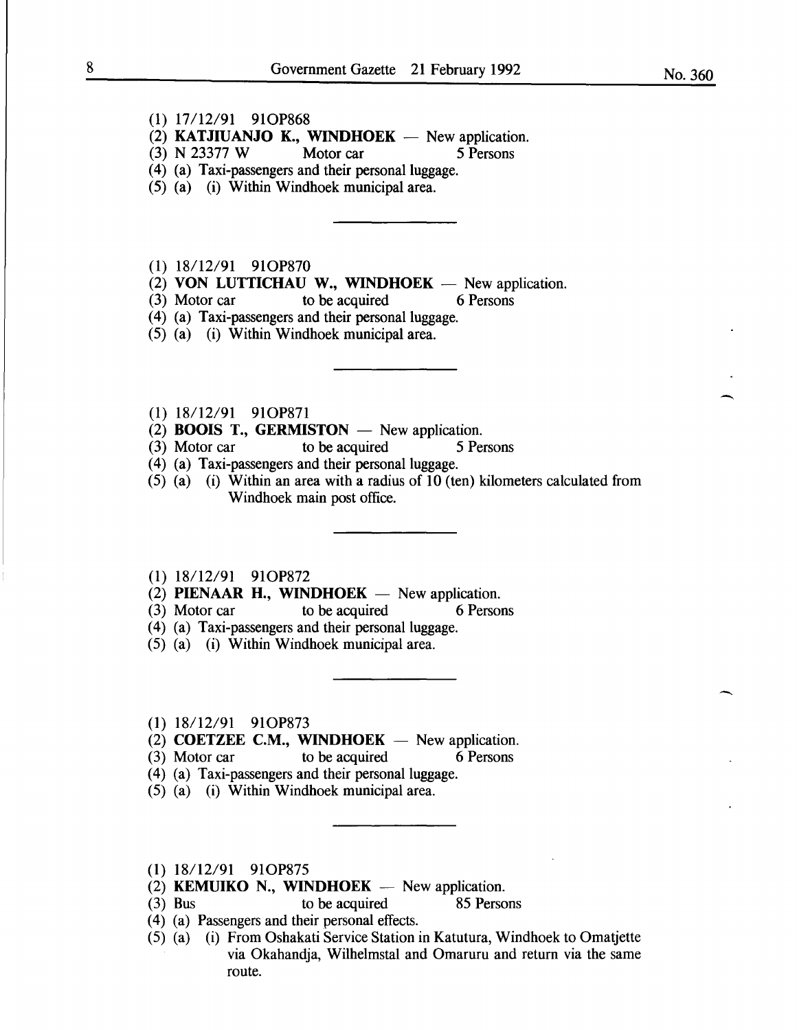(1) 17/12/91 91OP868

(2) **KATJIUANJO K., WINDHOEK** — New application.

(3) N 23377 W Motor car 5 Persons

(4) (a) Taxi-passengers and their personal luggage.

(5) (a) (i) Within Windhoek municipal area.

---

(1) 18/12/91 91OP870

(2) **VON LUTTICHAU W., WINDHOEK** — New application.

(3) Motor car to be acquired 6 Persons

(4) (a) Taxi-passengers and their personal luggage.

(5) (a) (i) Within Windhoek municipal area.

---

(1) 18/12/91 91OP871

(2) **BOOIS T., GERMISTON** — New application.

(3) Motor car to be acquired 5 Persons

(4) (a) Taxi-passengers and their personal luggage.

(5) (a) (i) Within an area with a radius of 10 (ten) kilometers calculated from Windhoek main post office.

---

(1) 18/12/91 91OP872

(2) **PIENAAR H., WINDHOEK** — New application.

(3) Motor car to be acquired 6 Persons

(4) (a) Taxi-passengers and their personal luggage.

(5) (a) (i) Within Windhoek municipal area.

---

(1) 18/12/91 91OP873

(2) **COETZEE C.M., WINDHOEK** — New application.

(3) Motor car to be acquired 6 Persons

(4) (a) Taxi-passengers and their personal luggage.

(5) (a) (i) Within Windhoek municipal area.

---

(1) 18/12/91 91OP875

(2) **KEMUIKO N., WINDHOEK** — New application.

(3) Bus to be acquired 85 Persons

(4) (a) Passengers and their personal effects.

(5) (a) (i) From Oshakati Service Station in Katutura, Windhoek to Omatjette via Okahandja, Wilhelmstal and Omaruru and return via the same route.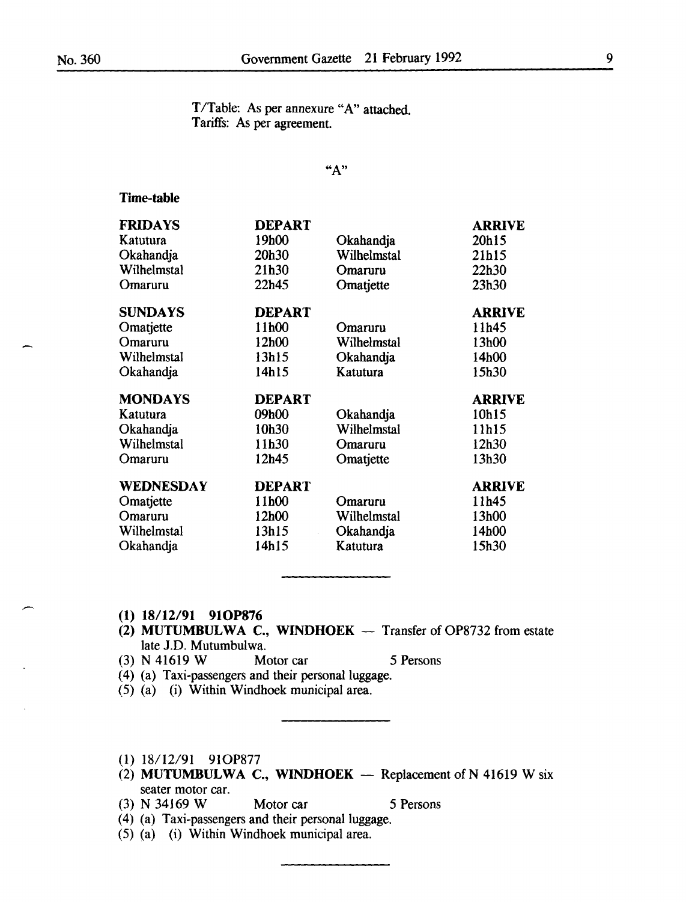T/Table: As per annexure "A" attached.
Tariffs: As per agreement.

"A"

**Time-table**

| **FRIDAYS** | **DEPART** | | **ARRIVE** |
|---|---|---|---|
| Katutura | 19h00 | Okahandja | 20h15 |
| Okahandja | 20h30 | Wilhelmstal | 21h15 |
| Wilhelmstal | 21h30 | Omaruru | 22h30 |
| Omaruru | 22h45 | Omatjette | 23h30 |
| **SUNDAYS** | **DEPART** | | **ARRIVE** |
| Omatjette | 11h00 | Omaruru | 11h45 |
| Omaruru | 12h00 | Wilhelmstal | 13h00 |
| Wilhelmstal | 13h15 | Okahandja | 14h00 |
| Okahandja | 14h15 | Katutura | 15h30 |
| **MONDAYS** | **DEPART** | | **ARRIVE** |
| Katutura | 09h00 | Okahandja | 10h15 |
| Okahandja | 10h30 | Wilhelmstal | 11h15 |
| Wilhelmstal | 11h30 | Omaruru | 12h30 |
| Omaruru | 12h45 | Omatjette | 13h30 |
| **WEDNESDAY** | **DEPART** | | **ARRIVE** |
| Omatjette | 11h00 | Omaruru | 11h45 |
| Omaruru | 12h00 | Wilhelmstal | 13h00 |
| Wilhelmstal | 13h15 | Okahandja | 14h00 |
| Okahandja | 14h15 | Katutura | 15h30 |

---

**(1) 18/12/91 91OP876**
**(2) MUTUMBULWA C., WINDHOEK** — Transfer of OP8732 from estate late J.D. Mutumbulwa.
(3) N 41619 W Motor car 5 Persons
(4) (a) Taxi-passengers and their personal luggage.
(5) (a) (i) Within Windhoek municipal area.

---

(1) 18/12/91 91OP877
(2) **MUTUMBULWA C., WINDHOEK** — Replacement of N 41619 W six seater motor car.
(3) N 34169 W Motor car 5 Persons
(4) (a) Taxi-passengers and their personal luggage.
(5) (a) (i) Within Windhoek municipal area.

---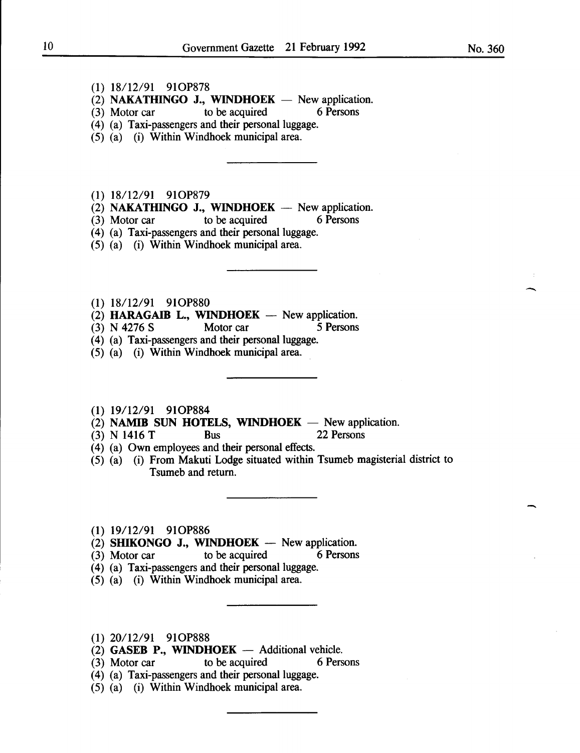(1) 18/12/91 91OP878

(2) **NAKATHINGO J., WINDHOEK** — New application.

(3) Motor car to be acquired 6 Persons

(4) (a) Taxi-passengers and their personal luggage.

(5) (a) (i) Within Windhoek municipal area.

---

(1) 18/12/91 91OP879

(2) **NAKATHINGO J., WINDHOEK** — New application.

(3) Motor car to be acquired 6 Persons

(4) (a) Taxi-passengers and their personal luggage.

(5) (a) (i) Within Windhoek municipal area.

---

(1) 18/12/91 91OP880

(2) **HARAGAIB L., WINDHOEK** — New application.

(3) N 4276 S Motor car 5 Persons

(4) (a) Taxi-passengers and their personal luggage.

(5) (a) (i) Within Windhoek municipal area.

---

(1) 19/12/91 91OP884

(2) **NAMIB SUN HOTELS, WINDHOEK** — New application.

(3) N 1416 T Bus 22 Persons

(4) (a) Own employees and their personal effects.

(5) (a) (i) From Makuti Lodge situated within Tsumeb magisterial district to Tsumeb and return.

---

(1) 19/12/91 91OP886

(2) **SHIKONGO J., WINDHOEK** — New application.

(3) Motor car to be acquired 6 Persons

(4) (a) Taxi-passengers and their personal luggage.

(5) (a) (i) Within Windhoek municipal area.

---

(1) 20/12/91 91OP888

(2) **GASEB P., WINDHOEK** — Additional vehicle.

(3) Motor car to be acquired 6 Persons

(4) (a) Taxi-passengers and their personal luggage.

(5) (a) (i) Within Windhoek municipal area.

---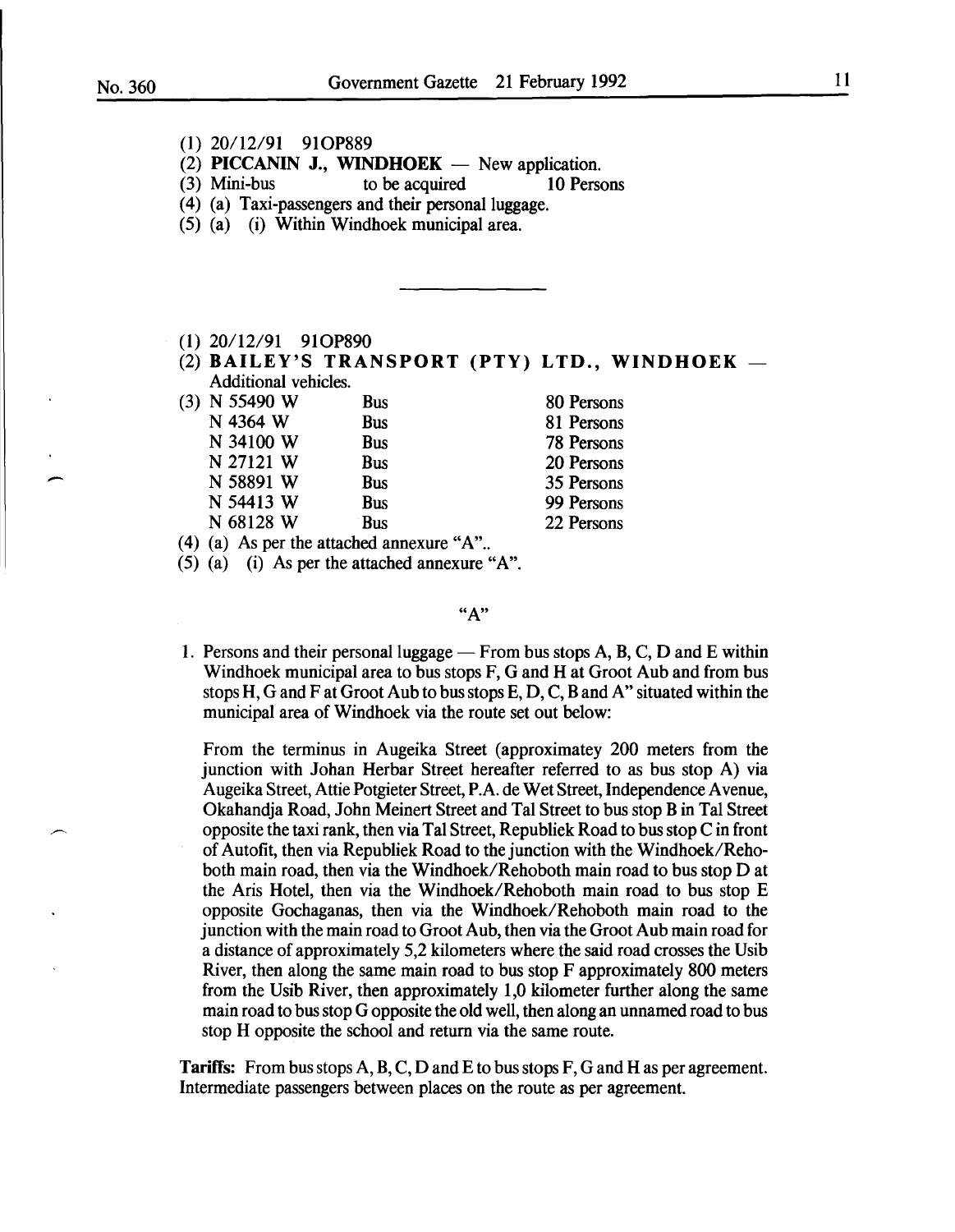(1) 20/12/91 91OP889

(2) **PICCANIN J., WINDHOEK** — New application.

(3) Mini-bus to be acquired 10 Persons

(4) (a) Taxi-passengers and their personal luggage.

(5) (a) (i) Within Windhoek municipal area.

---

(1) 20/12/91 91OP890

(2) **BAILEY'S TRANSPORT (PTY) LTD., WINDHOEK** — Additional vehicles.

(3)

| | | |
|---|---|---|
| N 55490 W | Bus | 80 Persons |
| N 4364 W | Bus | 81 Persons |
| N 34100 W | Bus | 78 Persons |
| N 27121 W | Bus | 20 Persons |
| N 58891 W | Bus | 35 Persons |
| N 54413 W | Bus | 99 Persons |
| N 68128 W | Bus | 22 Persons |

(4) (a) As per the attached annexure "A"..

(5) (a) (i) As per the attached annexure "A".

"A"

1. Persons and their personal luggage — From bus stops A, B, C, D and E within Windhoek municipal area to bus stops F, G and H at Groot Aub and from bus stops H, G and F at Groot Aub to bus stops E, D, C, B and A" situated within the municipal area of Windhoek via the route set out below:

   From the terminus in Augeika Street (approximatey 200 meters from the junction with Johan Herbar Street hereafter referred to as bus stop A) via Augeika Street, Attie Potgieter Street, P.A. de Wet Street, Independence Avenue, Okahandja Road, John Meinert Street and Tal Street to bus stop B in Tal Street opposite the taxi rank, then via Tal Street, Republiek Road to bus stop C in front of Autofit, then via Republiek Road to the junction with the Windhoek/Rehoboth main road, then via the Windhoek/Rehoboth main road to bus stop D at the Aris Hotel, then via the Windhoek/Rehoboth main road to bus stop E opposite Gochaganas, then via the Windhoek/Rehoboth main road to the junction with the main road to Groot Aub, then via the Groot Aub main road for a distance of approximately 5,2 kilometers where the said road crosses the Usib River, then along the same main road to bus stop F approximately 800 meters from the Usib River, then approximately 1,0 kilometer further along the same main road to bus stop G opposite the old well, then along an unnamed road to bus stop H opposite the school and return via the same route.

**Tariffs:** From bus stops A, B, C, D and E to bus stops F, G and H as per agreement. Intermediate passengers between places on the route as per agreement.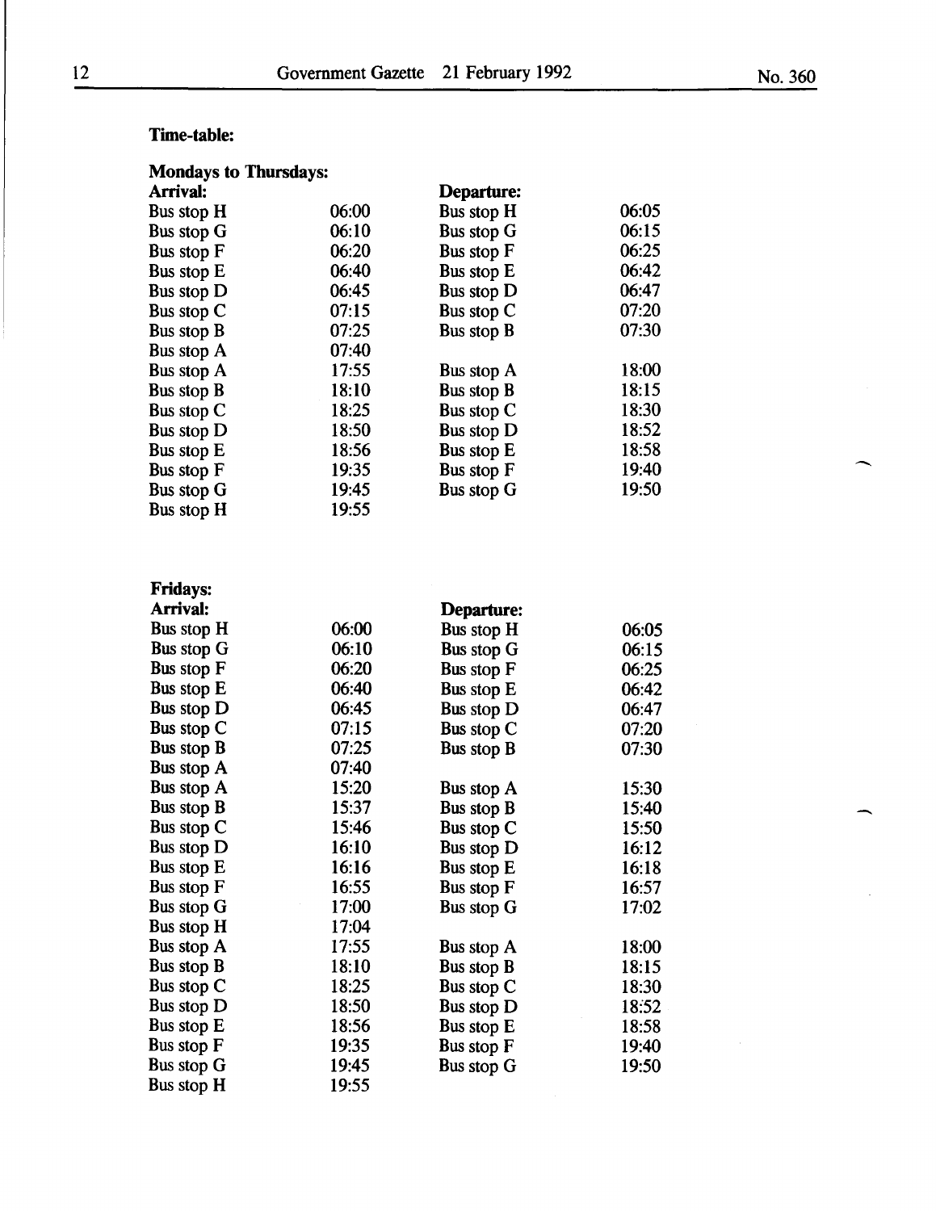**Time-table:**

**Mondays to Thursdays:**

| **Arrival:** | | **Departure:** | |
|---|---|---|---|
| Bus stop H | 06:00 | Bus stop H | 06:05 |
| Bus stop G | 06:10 | Bus stop G | 06:15 |
| Bus stop F | 06:20 | Bus stop F | 06:25 |
| Bus stop E | 06:40 | Bus stop E | 06:42 |
| Bus stop D | 06:45 | Bus stop D | 06:47 |
| Bus stop C | 07:15 | Bus stop C | 07:20 |
| Bus stop B | 07:25 | Bus stop B | 07:30 |
| Bus stop A | 07:40 | | |
| Bus stop A | 17:55 | Bus stop A | 18:00 |
| Bus stop B | 18:10 | Bus stop B | 18:15 |
| Bus stop C | 18:25 | Bus stop C | 18:30 |
| Bus stop D | 18:50 | Bus stop D | 18:52 |
| Bus stop E | 18:56 | Bus stop E | 18:58 |
| Bus stop F | 19:35 | Bus stop F | 19:40 |
| Bus stop G | 19:45 | Bus stop G | 19:50 |
| Bus stop H | 19:55 | | |

**Fridays:**

| **Arrival:** | | **Departure:** | |
|---|---|---|---|
| Bus stop H | 06:00 | Bus stop H | 06:05 |
| Bus stop G | 06:10 | Bus stop G | 06:15 |
| Bus stop F | 06:20 | Bus stop F | 06:25 |
| Bus stop E | 06:40 | Bus stop E | 06:42 |
| Bus stop D | 06:45 | Bus stop D | 06:47 |
| Bus stop C | 07:15 | Bus stop C | 07:20 |
| Bus stop B | 07:25 | Bus stop B | 07:30 |
| Bus stop A | 07:40 | | |
| Bus stop A | 15:20 | Bus stop A | 15:30 |
| Bus stop B | 15:37 | Bus stop B | 15:40 |
| Bus stop C | 15:46 | Bus stop C | 15:50 |
| Bus stop D | 16:10 | Bus stop D | 16:12 |
| Bus stop E | 16:16 | Bus stop E | 16:18 |
| Bus stop F | 16:55 | Bus stop F | 16:57 |
| Bus stop G | 17:00 | Bus stop G | 17:02 |
| Bus stop H | 17:04 | | |
| Bus stop A | 17:55 | Bus stop A | 18:00 |
| Bus stop B | 18:10 | Bus stop B | 18:15 |
| Bus stop C | 18:25 | Bus stop C | 18:30 |
| Bus stop D | 18:50 | Bus stop D | 18:52 |
| Bus stop E | 18:56 | Bus stop E | 18:58 |
| Bus stop F | 19:35 | Bus stop F | 19:40 |
| Bus stop G | 19:45 | Bus stop G | 19:50 |
| Bus stop H | 19:55 | | |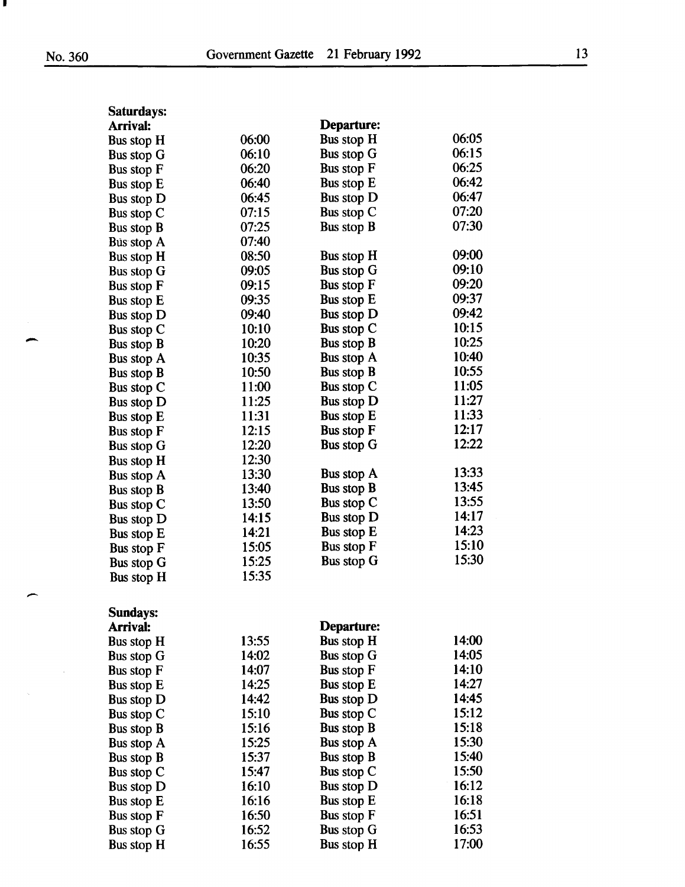**Saturdays:**

| **Arrival:** | | **Departure:** | |
|---|---|---|---|
| Bus stop H | 06:00 | Bus stop H | 06:05 |
| Bus stop G | 06:10 | Bus stop G | 06:15 |
| Bus stop F | 06:20 | Bus stop F | 06:25 |
| Bus stop E | 06:40 | Bus stop E | 06:42 |
| Bus stop D | 06:45 | Bus stop D | 06:47 |
| Bus stop C | 07:15 | Bus stop C | 07:20 |
| Bus stop B | 07:25 | Bus stop B | 07:30 |
| Bus stop A | 07:40 | | |
| Bus stop H | 08:50 | Bus stop H | 09:00 |
| Bus stop G | 09:05 | Bus stop G | 09:10 |
| Bus stop F | 09:15 | Bus stop F | 09:20 |
| Bus stop E | 09:35 | Bus stop E | 09:37 |
| Bus stop D | 09:40 | Bus stop D | 09:42 |
| Bus stop C | 10:10 | Bus stop C | 10:15 |
| Bus stop B | 10:20 | Bus stop B | 10:25 |
| Bus stop A | 10:35 | Bus stop A | 10:40 |
| Bus stop B | 10:50 | Bus stop B | 10:55 |
| Bus stop C | 11:00 | Bus stop C | 11:05 |
| Bus stop D | 11:25 | Bus stop D | 11:27 |
| Bus stop E | 11:31 | Bus stop E | 11:33 |
| Bus stop F | 12:15 | Bus stop F | 12:17 |
| Bus stop G | 12:20 | Bus stop G | 12:22 |
| Bus stop H | 12:30 | | |
| Bus stop A | 13:30 | Bus stop A | 13:33 |
| Bus stop B | 13:40 | Bus stop B | 13:45 |
| Bus stop C | 13:50 | Bus stop C | 13:55 |
| Bus stop D | 14:15 | Bus stop D | 14:17 |
| Bus stop E | 14:21 | Bus stop E | 14:23 |
| Bus stop F | 15:05 | Bus stop F | 15:10 |
| Bus stop G | 15:25 | Bus stop G | 15:30 |
| Bus stop H | 15:35 | | |

**Sundays:**

| **Arrival:** | | **Departure:** | |
|---|---|---|---|
| Bus stop H | 13:55 | Bus stop H | 14:00 |
| Bus stop G | 14:02 | Bus stop G | 14:05 |
| Bus stop F | 14:07 | Bus stop F | 14:10 |
| Bus stop E | 14:25 | Bus stop E | 14:27 |
| Bus stop D | 14:42 | Bus stop D | 14:45 |
| Bus stop C | 15:10 | Bus stop C | 15:12 |
| Bus stop B | 15:16 | Bus stop B | 15:18 |
| Bus stop A | 15:25 | Bus stop A | 15:30 |
| Bus stop B | 15:37 | Bus stop B | 15:40 |
| Bus stop C | 15:47 | Bus stop C | 15:50 |
| Bus stop D | 16:10 | Bus stop D | 16:12 |
| Bus stop E | 16:16 | Bus stop E | 16:18 |
| Bus stop F | 16:50 | Bus stop F | 16:51 |
| Bus stop G | 16:52 | Bus stop G | 16:53 |
| Bus stop H | 16:55 | Bus stop H | 17:00 |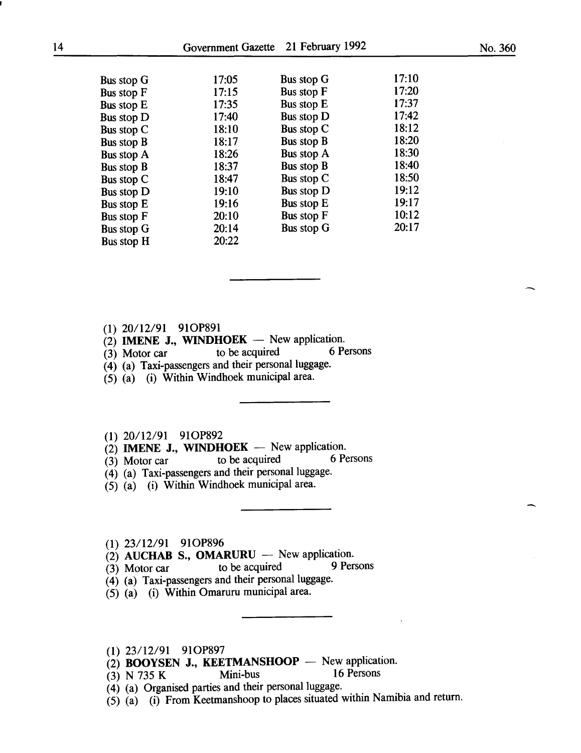| | | | |
|---|---|---|---|
| Bus stop G | 17:05 | Bus stop G | 17:10 |
| Bus stop F | 17:15 | Bus stop F | 17:20 |
| Bus stop E | 17:35 | Bus stop E | 17:37 |
| Bus stop D | 17:40 | Bus stop D | 17:42 |
| Bus stop C | 18:10 | Bus stop C | 18:12 |
| Bus stop B | 18:17 | Bus stop B | 18:20 |
| Bus stop A | 18:26 | Bus stop A | 18:30 |
| Bus stop B | 18:37 | Bus stop B | 18:40 |
| Bus stop C | 18:47 | Bus stop C | 18:50 |
| Bus stop D | 19:10 | Bus stop D | 19:12 |
| Bus stop E | 19:16 | Bus stop E | 19:17 |
| Bus stop F | 20:10 | Bus stop F | 10:12 |
| Bus stop G | 20:14 | Bus stop G | 20:17 |
| Bus stop H | 20:22 | | |

---

(1) 20/12/91 91OP891
(2) **IMENE J., WINDHOEK** — New application.
(3) Motor car to be acquired 6 Persons
(4) (a) Taxi-passengers and their personal luggage.
(5) (a) (i) Within Windhoek municipal area.

---

(1) 20/12/91 91OP892
(2) **IMENE J., WINDHOEK** — New application.
(3) Motor car to be acquired 6 Persons
(4) (a) Taxi-passengers and their personal luggage.
(5) (a) (i) Within Windhoek municipal area.

---

(1) 23/12/91 91OP896
(2) **AUCHAB S., OMARURU** — New application.
(3) Motor car to be acquired 9 Persons
(4) (a) Taxi-passengers and their personal luggage.
(5) (a) (i) Within Omaruru municipal area.

---

(1) 23/12/91 91OP897
(2) **BOOYSEN J., KEETMANSHOOP** — New application.
(3) N 735 K Mini-bus 16 Persons
(4) (a) Organised parties and their personal luggage.
(5) (a) (i) From Keetmanshoop to places situated within Namibia and return.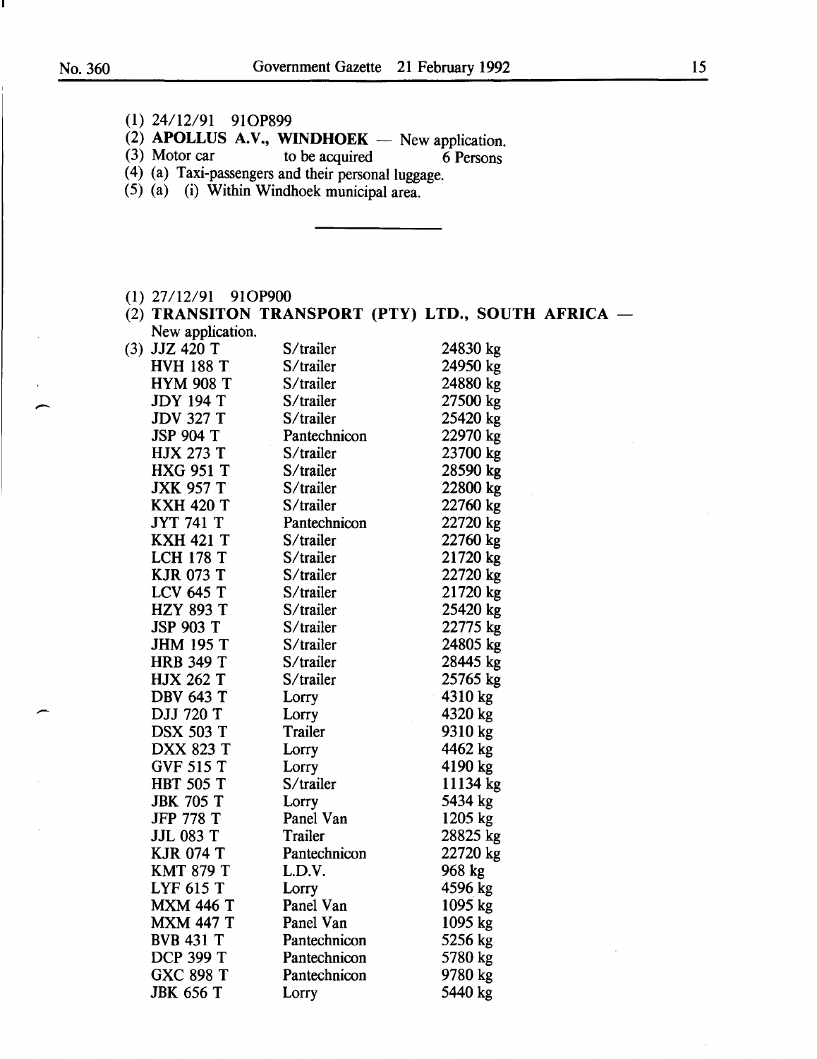(1) 24/12/91 91OP899

(2) **APOLLUS A.V., WINDHOEK** — New application.

(3) Motor car to be acquired 6 Persons

(4) (a) Taxi-passengers and their personal luggage.

(5) (a) (i) Within Windhoek municipal area.

---

(1) 27/12/91 91OP900

(2) **TRANSITON TRANSPORT (PTY) LTD., SOUTH AFRICA** — New application.

(3)

| | | |
|---|---|---|
| JJZ 420 T | S/trailer | 24830 kg |
| HVH 188 T | S/trailer | 24950 kg |
| HYM 908 T | S/trailer | 24880 kg |
| JDY 194 T | S/trailer | 27500 kg |
| JDV 327 T | S/trailer | 25420 kg |
| JSP 904 T | Pantechnicon | 22970 kg |
| HJX 273 T | S/trailer | 23700 kg |
| HXG 951 T | S/trailer | 28590 kg |
| JXK 957 T | S/trailer | 22800 kg |
| KXH 420 T | S/trailer | 22760 kg |
| JYT 741 T | Pantechnicon | 22720 kg |
| KXH 421 T | S/trailer | 22760 kg |
| LCH 178 T | S/trailer | 21720 kg |
| KJR 073 T | S/trailer | 22720 kg |
| LCV 645 T | S/trailer | 21720 kg |
| HZY 893 T | S/trailer | 25420 kg |
| JSP 903 T | S/trailer | 22775 kg |
| JHM 195 T | S/trailer | 24805 kg |
| HRB 349 T | S/trailer | 28445 kg |
| HJX 262 T | S/trailer | 25765 kg |
| DBV 643 T | Lorry | 4310 kg |
| DJJ 720 T | Lorry | 4320 kg |
| DSX 503 T | Trailer | 9310 kg |
| DXX 823 T | Lorry | 4462 kg |
| GVF 515 T | Lorry | 4190 kg |
| HBT 505 T | S/trailer | 11134 kg |
| JBK 705 T | Lorry | 5434 kg |
| JFP 778 T | Panel Van | 1205 kg |
| JJL 083 T | Trailer | 28825 kg |
| KJR 074 T | Pantechnicon | 22720 kg |
| KMT 879 T | L.D.V. | 968 kg |
| LYF 615 T | Lorry | 4596 kg |
| MXM 446 T | Panel Van | 1095 kg |
| MXM 447 T | Panel Van | 1095 kg |
| BVB 431 T | Pantechnicon | 5256 kg |
| DCP 399 T | Pantechnicon | 5780 kg |
| GXC 898 T | Pantechnicon | 9780 kg |
| JBK 656 T | Lorry | 5440 kg |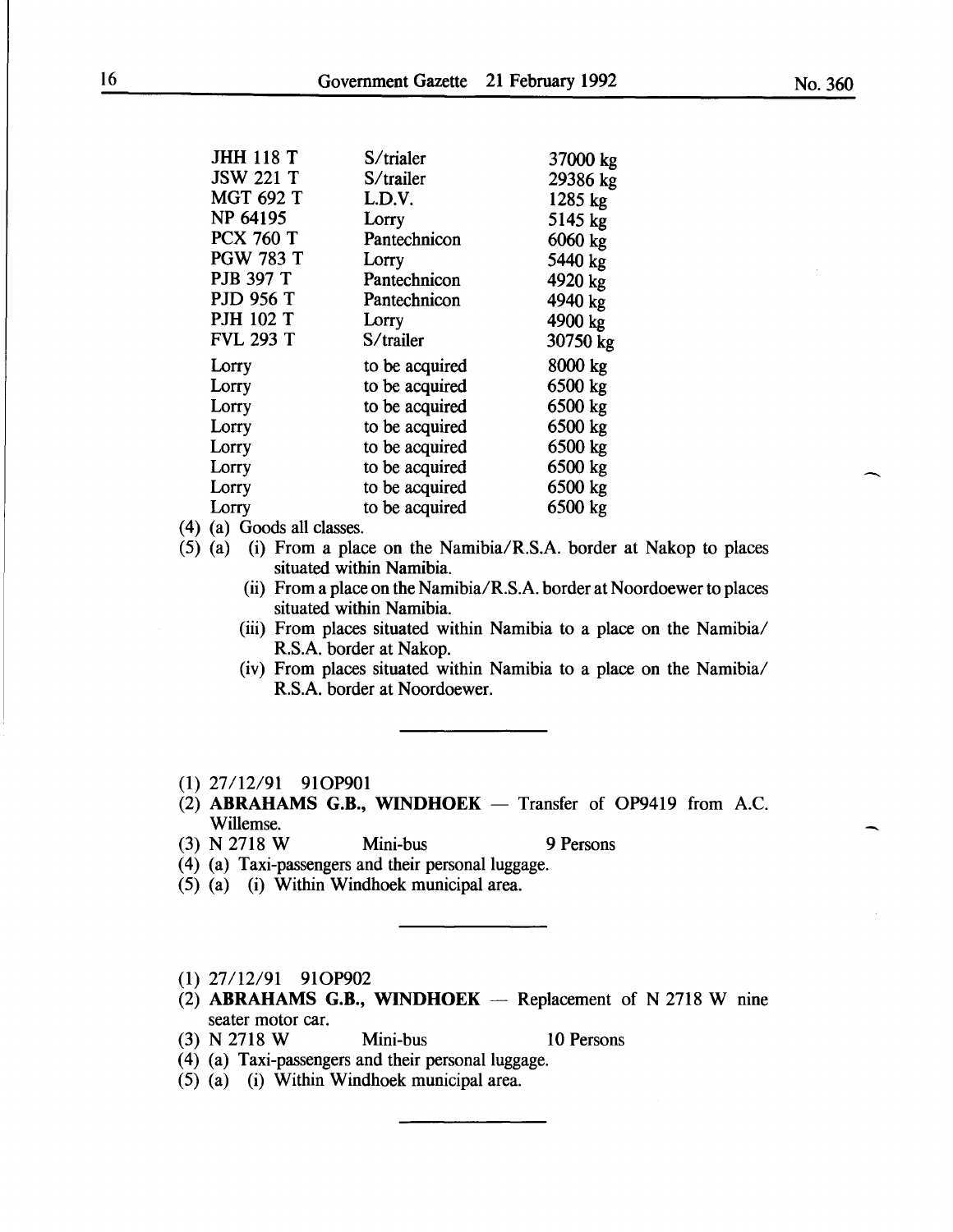| | | |
|---|---|---|
| JHH 118 T | S/trialer | 37000 kg |
| JSW 221 T | S/trailer | 29386 kg |
| MGT 692 T | L.D.V. | 1285 kg |
| NP 64195 | Lorry | 5145 kg |
| PCX 760 T | Pantechnicon | 6060 kg |
| PGW 783 T | Lorry | 5440 kg |
| PJB 397 T | Pantechnicon | 4920 kg |
| PJD 956 T | Pantechnicon | 4940 kg |
| PJH 102 T | Lorry | 4900 kg |
| FVL 293 T | S/trailer | 30750 kg |
| Lorry | to be acquired | 8000 kg |
| Lorry | to be acquired | 6500 kg |
| Lorry | to be acquired | 6500 kg |
| Lorry | to be acquired | 6500 kg |
| Lorry | to be acquired | 6500 kg |
| Lorry | to be acquired | 6500 kg |
| Lorry | to be acquired | 6500 kg |
| Lorry | to be acquired | 6500 kg |

(4) (a) Goods all classes.

(5) (a) (i) From a place on the Namibia/R.S.A. border at Nakop to places situated within Namibia.

(ii) From a place on the Namibia/R.S.A. border at Noordoewer to places situated within Namibia.

(iii) From places situated within Namibia to a place on the Namibia/ R.S.A. border at Nakop.

(iv) From places situated within Namibia to a place on the Namibia/ R.S.A. border at Noordoewer.

---

(1) 27/12/91 91OP901

(2) **ABRAHAMS G.B., WINDHOEK** — Transfer of OP9419 from A.C. Willemse.

(3) N 2718 W Mini-bus 9 Persons

(4) (a) Taxi-passengers and their personal luggage.

(5) (a) (i) Within Windhoek municipal area.

---

(1) 27/12/91 91OP902

(2) **ABRAHAMS G.B., WINDHOEK** — Replacement of N 2718 W nine seater motor car.

(3) N 2718 W Mini-bus 10 Persons

(4) (a) Taxi-passengers and their personal luggage.

(5) (a) (i) Within Windhoek municipal area.

---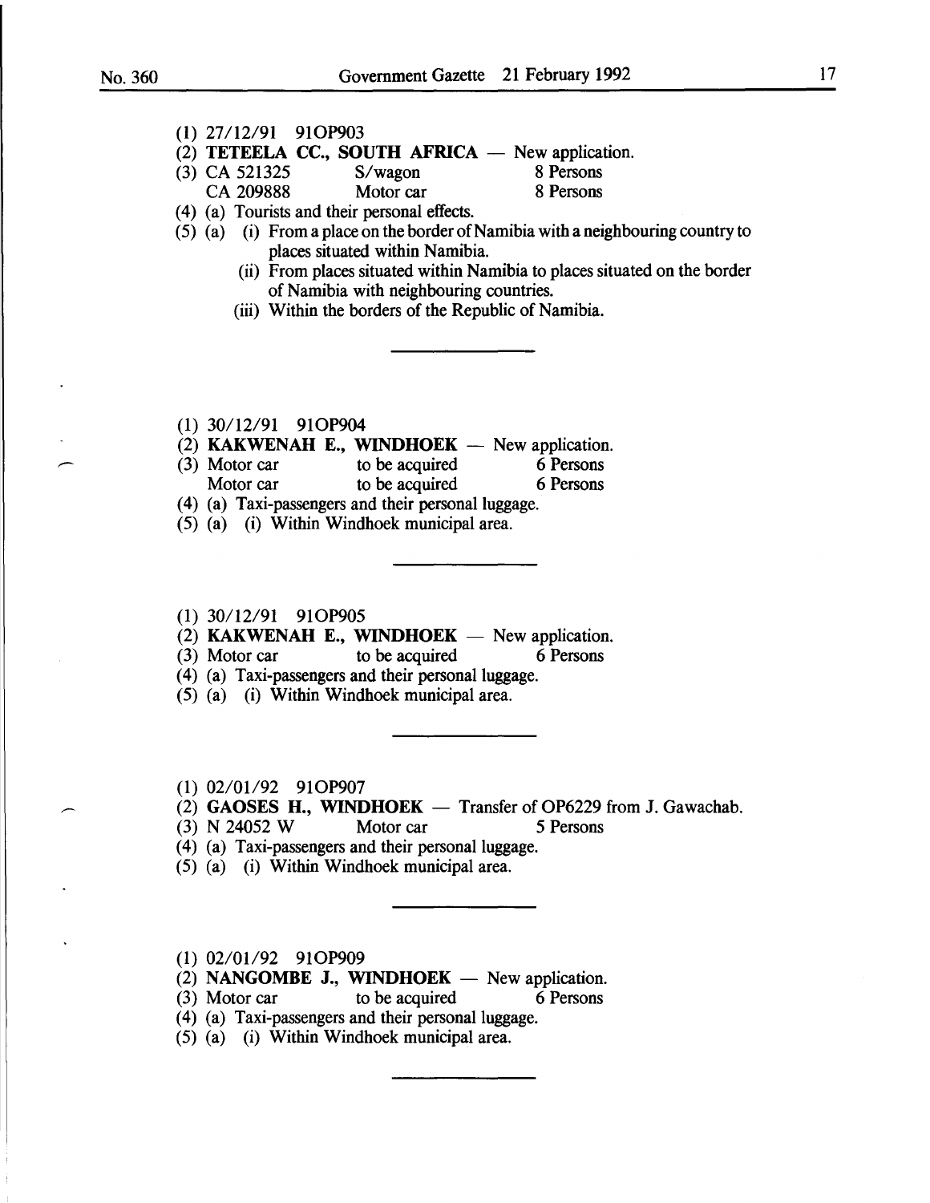(1) 27/12/91 91OP903

(2) **TETEELA CC., SOUTH AFRICA** — New application.

(3) CA 521325 S/wagon 8 Persons
CA 209888 Motor car 8 Persons

(4) (a) Tourists and their personal effects.

(5) (a) (i) From a place on the border of Namibia with a neighbouring country to places situated within Namibia.
(ii) From places situated within Namibia to places situated on the border of Namibia with neighbouring countries.
(iii) Within the borders of the Republic of Namibia.

---

(1) 30/12/91 91OP904

(2) **KAKWENAH E., WINDHOEK** — New application.

(3) Motor car to be acquired 6 Persons
Motor car to be acquired 6 Persons

(4) (a) Taxi-passengers and their personal luggage.

(5) (a) (i) Within Windhoek municipal area.

---

(1) 30/12/91 91OP905

(2) **KAKWENAH E., WINDHOEK** — New application.

(3) Motor car to be acquired 6 Persons

(4) (a) Taxi-passengers and their personal luggage.

(5) (a) (i) Within Windhoek municipal area.

---

(1) 02/01/92 91OP907

(2) **GAOSES H., WINDHOEK** — Transfer of OP6229 from J. Gawachab.

(3) N 24052 W Motor car 5 Persons

(4) (a) Taxi-passengers and their personal luggage.

(5) (a) (i) Within Windhoek municipal area.

---

(1) 02/01/92 91OP909

(2) **NANGOMBE J., WINDHOEK** — New application.

(3) Motor car to be acquired 6 Persons

(4) (a) Taxi-passengers and their personal luggage.

(5) (a) (i) Within Windhoek municipal area.

---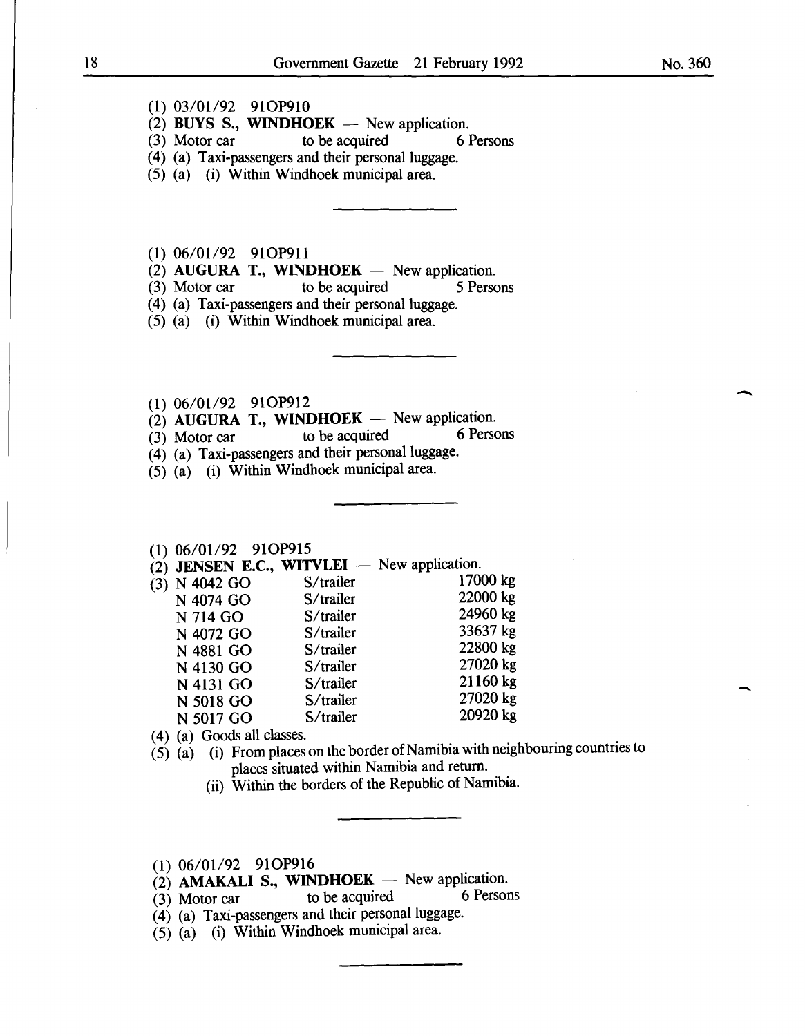(1) 03/01/92 91OP910

(2) **BUYS S., WINDHOEK** — New application.

(3) Motor car to be acquired 6 Persons

(4) (a) Taxi-passengers and their personal luggage.

(5) (a) (i) Within Windhoek municipal area.

---

(1) 06/01/92 91OP911

(2) **AUGURA T., WINDHOEK** — New application.

(3) Motor car to be acquired 5 Persons

(4) (a) Taxi-passengers and their personal luggage.

(5) (a) (i) Within Windhoek municipal area.

---

(1) 06/01/92 91OP912

(2) **AUGURA T., WINDHOEK** — New application.

(3) Motor car to be acquired 6 Persons

(4) (a) Taxi-passengers and their personal luggage.

(5) (a) (i) Within Windhoek municipal area.

---

(1) 06/01/92 91OP915

(2) **JENSEN E.C., WITVLEI** — New application.

(3)

| | | |
|---|---|---|
| N 4042 GO | S/trailer | 17000 kg |
| N 4074 GO | S/trailer | 22000 kg |
| N 714 GO | S/trailer | 24960 kg |
| N 4072 GO | S/trailer | 33637 kg |
| N 4881 GO | S/trailer | 22800 kg |
| N 4130 GO | S/trailer | 27020 kg |
| N 4131 GO | S/trailer | 21160 kg |
| N 5018 GO | S/trailer | 27020 kg |
| N 5017 GO | S/trailer | 20920 kg |

(4) (a) Goods all classes.

(5) (a) (i) From places on the border of Namibia with neighbouring countries to places situated within Namibia and return.

(ii) Within the borders of the Republic of Namibia.

---

(1) 06/01/92 91OP916

(2) **AMAKALI S., WINDHOEK** — New application.

(3) Motor car to be acquired 6 Persons

(4) (a) Taxi-passengers and their personal luggage.

(5) (a) (i) Within Windhoek municipal area.

---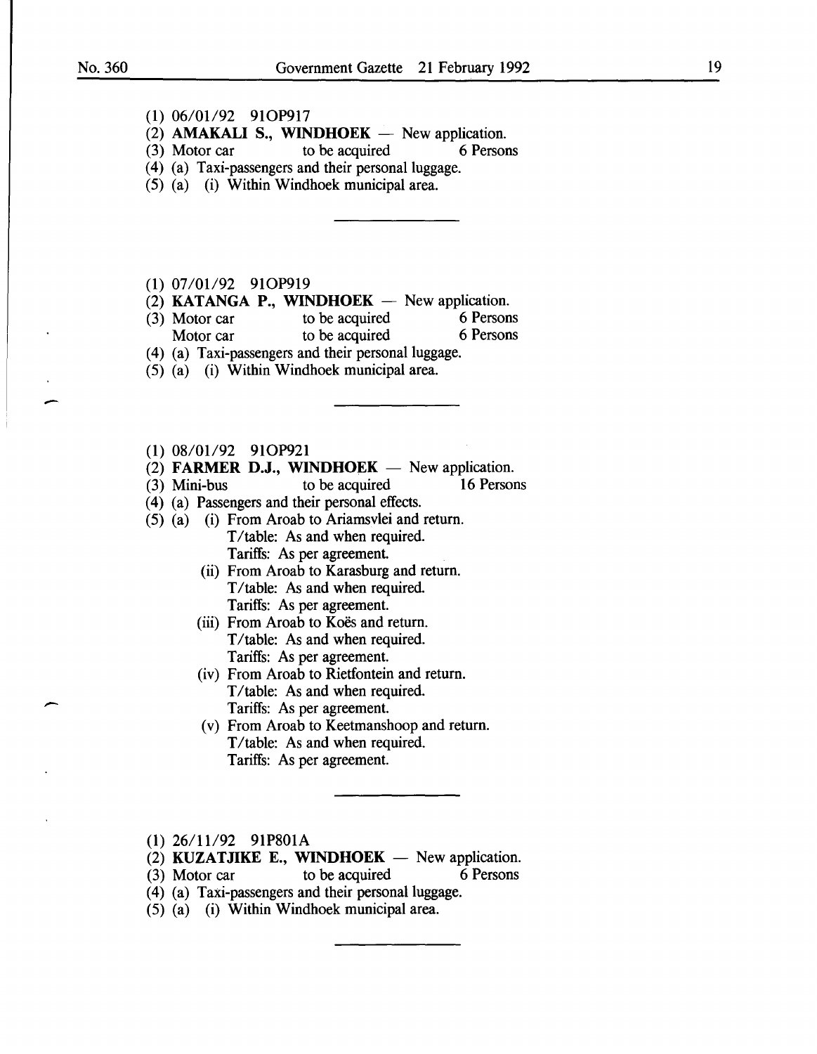(1) 06/01/92 91OP917

(2) **AMAKALI S., WINDHOEK** — New application.

(3) Motor car to be acquired 6 Persons

(4) (a) Taxi-passengers and their personal luggage.

(5) (a) (i) Within Windhoek municipal area.

---

(1) 07/01/92 91OP919

(2) **KATANGA P., WINDHOEK** — New application.

(3) Motor car to be acquired 6 Persons
Motor car to be acquired 6 Persons

(4) (a) Taxi-passengers and their personal luggage.

(5) (a) (i) Within Windhoek municipal area.

---

(1) 08/01/92 91OP921

(2) **FARMER D.J., WINDHOEK** — New application.

(3) Mini-bus to be acquired 16 Persons

(4) (a) Passengers and their personal effects.

(5) (a) (i) From Aroab to Ariamsvlei and return.
T/table: As and when required.
Tariffs: As per agreement.

(ii) From Aroab to Karasburg and return.
T/table: As and when required.
Tariffs: As per agreement.

(iii) From Aroab to Koës and return.
T/table: As and when required.
Tariffs: As per agreement.

(iv) From Aroab to Rietfontein and return.
T/table: As and when required.
Tariffs: As per agreement.

(v) From Aroab to Keetmanshoop and return.
T/table: As and when required.
Tariffs: As per agreement.

---

(1) 26/11/92 91P801A

(2) **KUZATJIKE E., WINDHOEK** — New application.

(3) Motor car to be acquired 6 Persons

(4) (a) Taxi-passengers and their personal luggage.

(5) (a) (i) Within Windhoek municipal area.

---